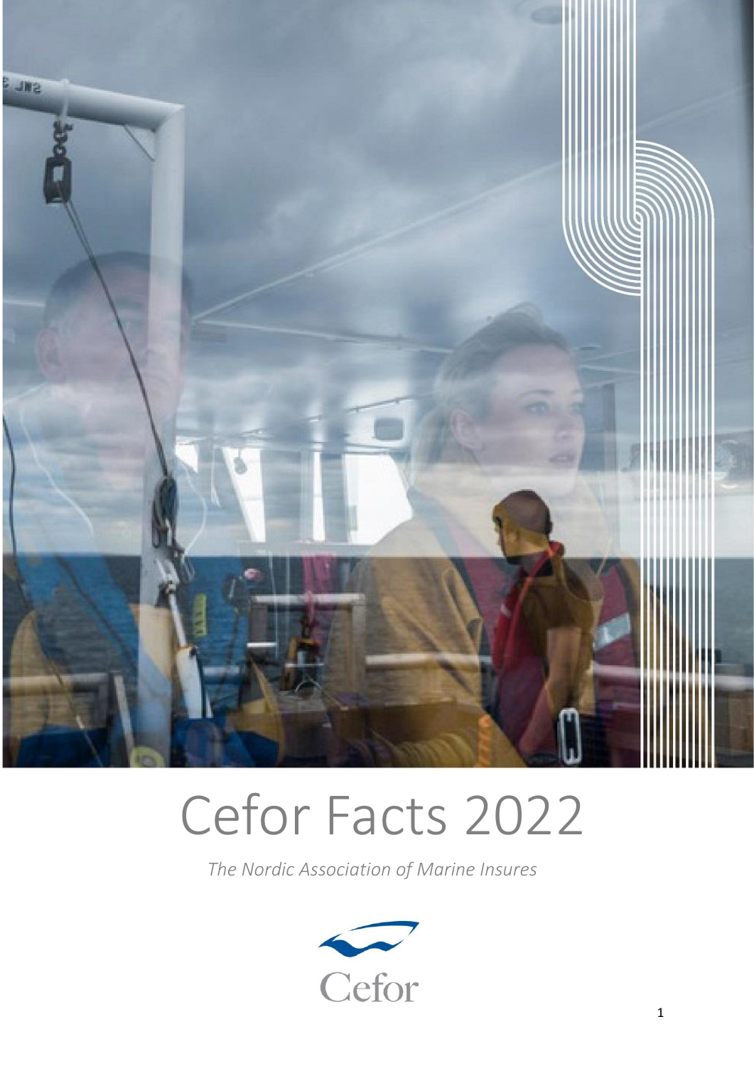# Cefor Facts 2022

*The Nordic Association of Marine Insures*

Cefor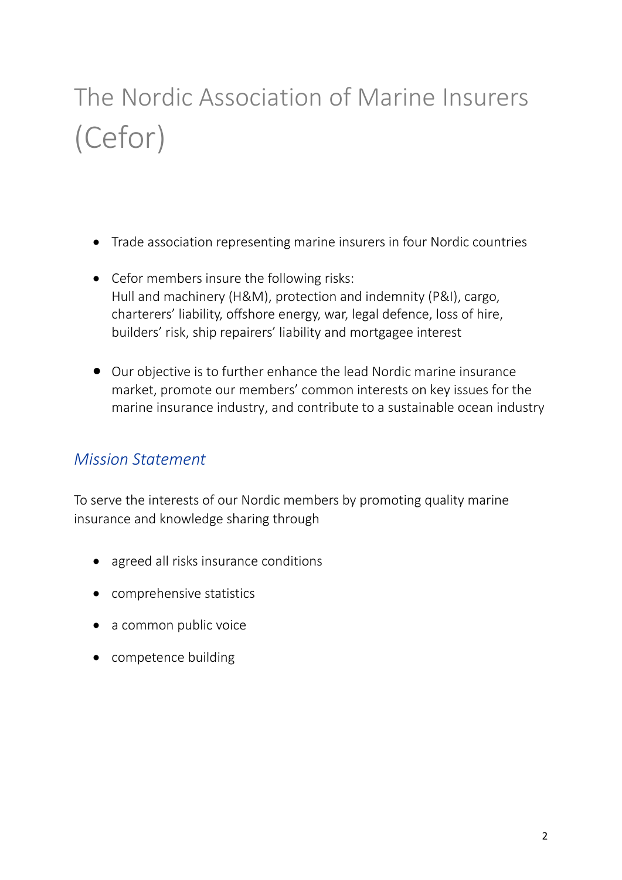# The Nordic Association of Marine Insurers (Cefor)

- Trade association representing marine insurers in four Nordic countries
- Cefor members insure the following risks:
  Hull and machinery (H&M), protection and indemnity (P&I), cargo, charterers' liability, offshore energy, war, legal defence, loss of hire, builders' risk, ship repairers' liability and mortgagee interest
- Our objective is to further enhance the lead Nordic marine insurance market, promote our members' common interests on key issues for the marine insurance industry, and contribute to a sustainable ocean industry

## *Mission Statement*

To serve the interests of our Nordic members by promoting quality marine insurance and knowledge sharing through

- agreed all risks insurance conditions
- comprehensive statistics
- a common public voice
- competence building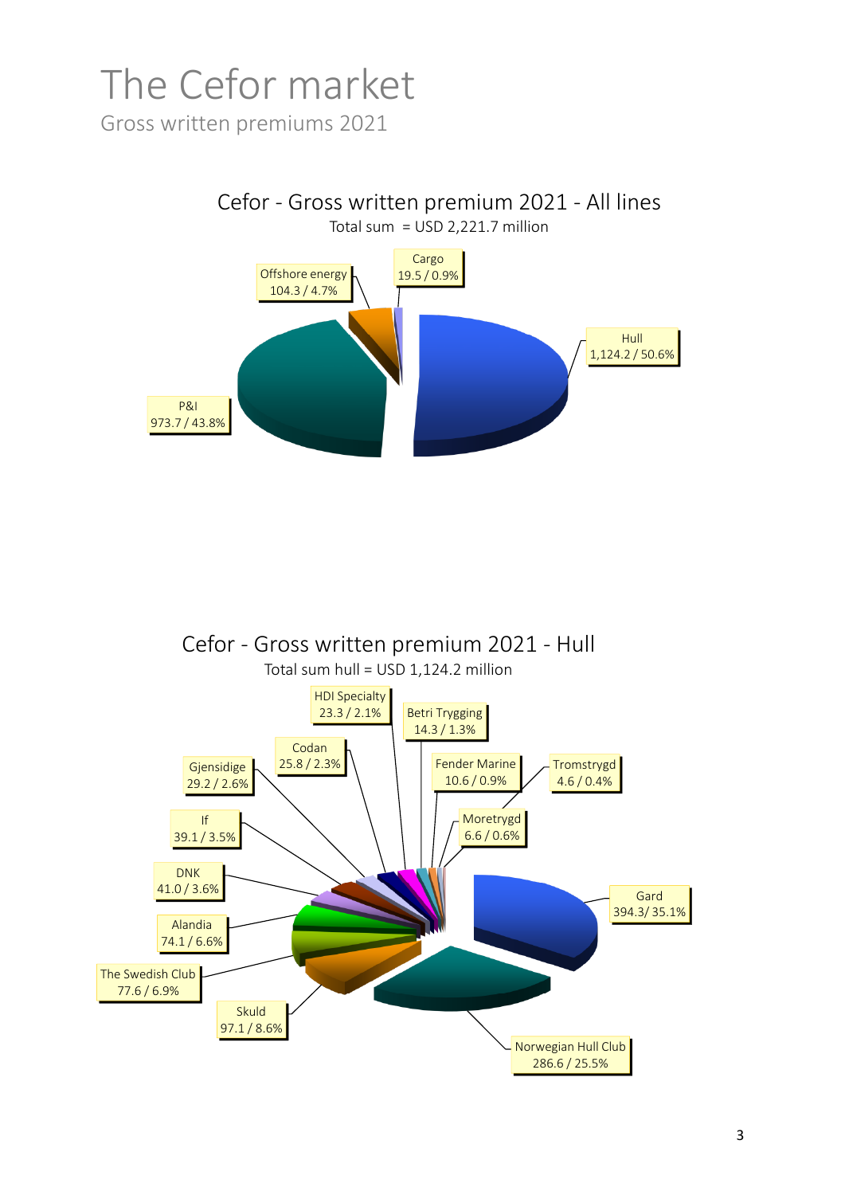# The Cefor market

Gross written premiums 2021

## Cefor - Gross written premium 2021 - All lines

Total sum = USD 2,221.7 million

| Line | USD million / Share |
|---|---|
| Hull | 1,124.2 / 50.6% |
| P&I | 973.7 / 43.8% |
| Offshore energy | 104.3 / 4.7% |
| Cargo | 19.5 / 0.9% |

## Cefor - Gross written premium 2021 - Hull

Total sum hull = USD 1,124.2 million

| Company | USD million / Share |
|---|---|
| Gard | 394.3/ 35.1% |
| Norwegian Hull Club | 286.6 / 25.5% |
| Skuld | 97.1 / 8.6% |
| The Swedish Club | 77.6 / 6.9% |
| Alandia | 74.1 / 6.6% |
| DNK | 41.0 / 3.6% |
| If | 39.1 / 3.5% |
| Gjensidige | 29.2 / 2.6% |
| Codan | 25.8 / 2.3% |
| HDI Specialty | 23.3 / 2.1% |
| Betri Trygging | 14.3 / 1.3% |
| Fender Marine | 10.6 / 0.9% |
| Moretrygd | 6.6 / 0.6% |
| Tromstrygd | 4.6 / 0.4% |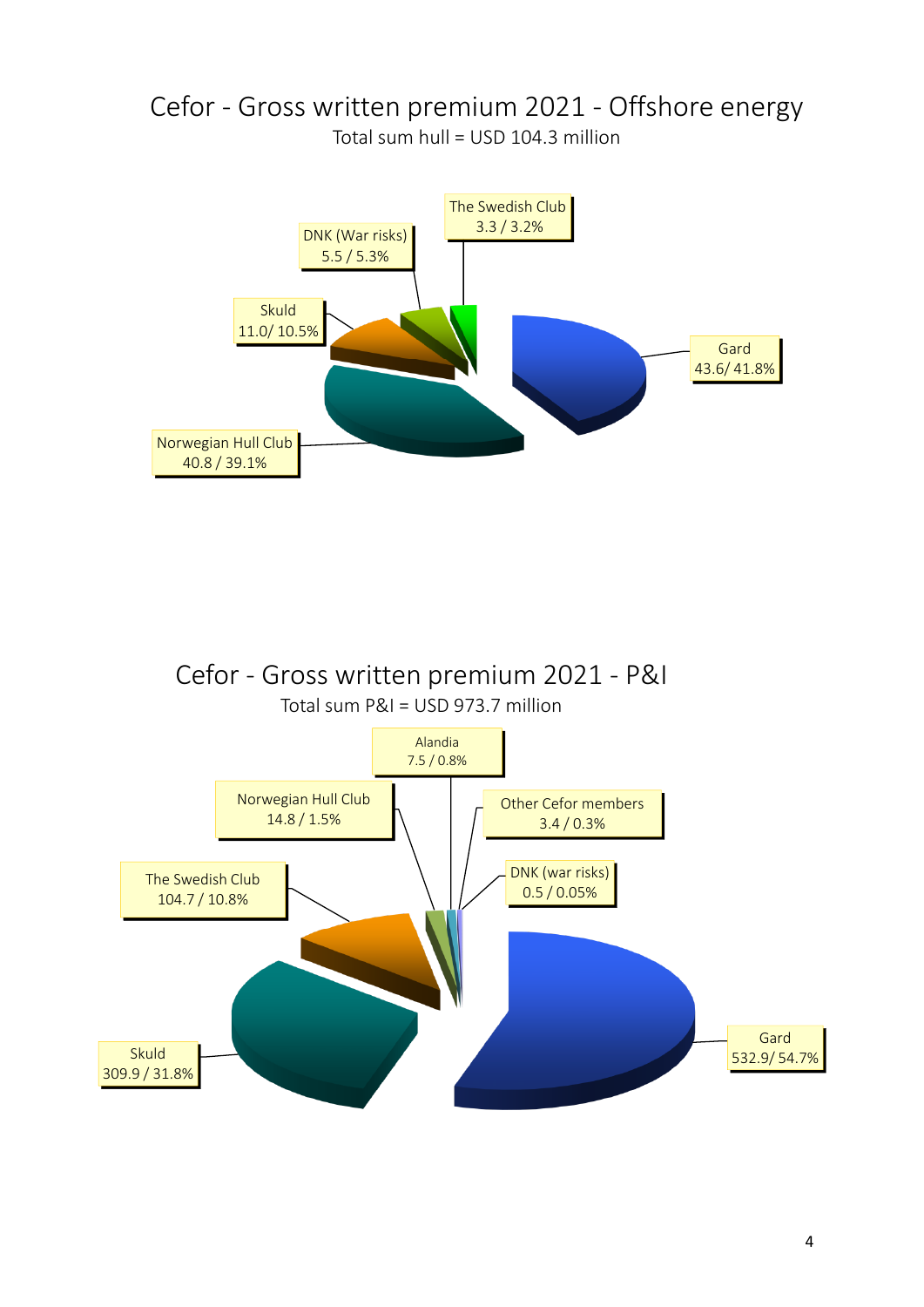# Cefor - Gross written premium 2021 - Offshore energy

Total sum hull = USD 104.3 million

| Member | USD million / Share |
| --- | --- |
| Gard | 43.6/ 41.8% |
| Norwegian Hull Club | 40.8 / 39.1% |
| Skuld | 11.0/ 10.5% |
| DNK (War risks) | 5.5 / 5.3% |
| The Swedish Club | 3.3 / 3.2% |

# Cefor - Gross written premium 2021 - P&I

Total sum P&I = USD 973.7 million

| Member | USD million / Share |
| --- | --- |
| Gard | 532.9/ 54.7% |
| Skuld | 309.9 / 31.8% |
| The Swedish Club | 104.7 / 10.8% |
| Norwegian Hull Club | 14.8 / 1.5% |
| Alandia | 7.5 / 0.8% |
| Other Cefor members | 3.4 / 0.3% |
| DNK (war risks) | 0.5 / 0.05% |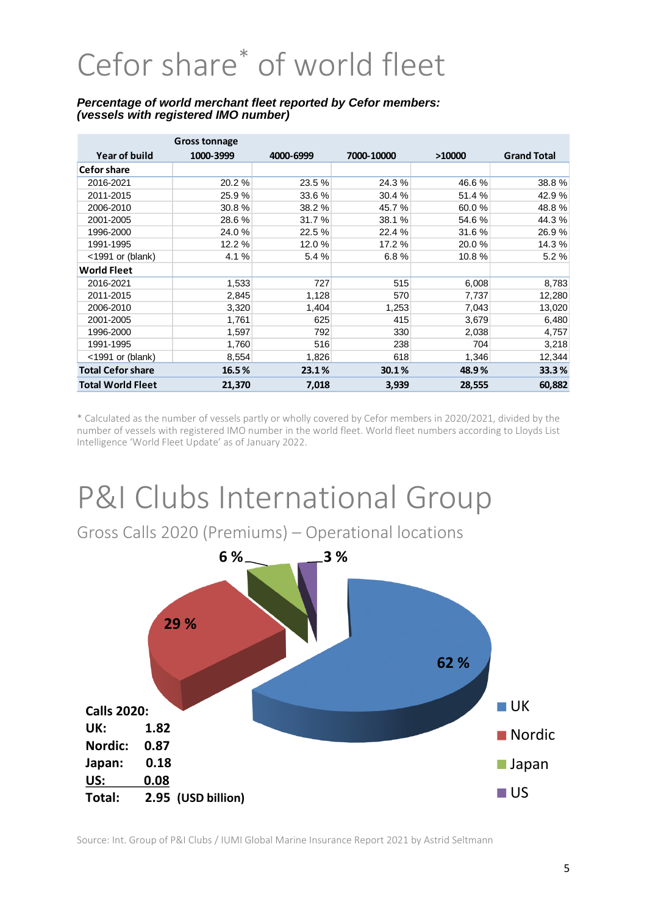# Cefor share* of world fleet

***Percentage of world merchant fleet reported by Cefor members: (vessels with registered IMO number)***

| | Gross tonnage | | | | |
|---|---|---|---|---|---|
| **Year of build** | **1000-3999** | **4000-6999** | **7000-10000** | **>10000** | **Grand Total** |
| **Cefor share** | | | | | |
| 2016-2021 | 20.2 % | 23.5 % | 24.3 % | 46.6 % | 38.8 % |
| 2011-2015 | 25.9 % | 33.6 % | 30.4 % | 51.4 % | 42.9 % |
| 2006-2010 | 30.8 % | 38.2 % | 45.7 % | 60.0 % | 48.8 % |
| 2001-2005 | 28.6 % | 31.7 % | 38.1 % | 54.6 % | 44.3 % |
| 1996-2000 | 24.0 % | 22.5 % | 22.4 % | 31.6 % | 26.9 % |
| 1991-1995 | 12.2 % | 12.0 % | 17.2 % | 20.0 % | 14.3 % |
| <1991 or (blank) | 4.1 % | 5.4 % | 6.8 % | 10.8 % | 5.2 % |
| **World Fleet** | | | | | |
| 2016-2021 | 1,533 | 727 | 515 | 6,008 | 8,783 |
| 2011-2015 | 2,845 | 1,128 | 570 | 7,737 | 12,280 |
| 2006-2010 | 3,320 | 1,404 | 1,253 | 7,043 | 13,020 |
| 2001-2005 | 1,761 | 625 | 415 | 3,679 | 6,480 |
| 1996-2000 | 1,597 | 792 | 330 | 2,038 | 4,757 |
| 1991-1995 | 1,760 | 516 | 238 | 704 | 3,218 |
| <1991 or (blank) | 8,554 | 1,826 | 618 | 1,346 | 12,344 |
| **Total Cefor share** | **16.5 %** | **23.1 %** | **30.1 %** | **48.9 %** | **33.3 %** |
| **Total World Fleet** | **21,370** | **7,018** | **3,939** | **28,555** | **60,882** |

* Calculated as the number of vessels partly or wholly covered by Cefor members in 2020/2021, divided by the number of vessels with registered IMO number in the world fleet. World fleet numbers according to Lloyds List Intelligence 'World Fleet Update' as of January 2022.

# P&I Clubs International Group

## Gross Calls 2020 (Premiums) – Operational locations

UK: 62 %
Nordic: 29 %
Japan: 6 %
US: 3 %

**Calls 2020:**

| | |
|---|---|
| **UK:** | **1.82** |
| **Nordic:** | **0.87** |
| **Japan:** | **0.18** |
| **US:** | **0.08** |
| **Total:** | **2.95 (USD billion)** |

Source: Int. Group of P&I Clubs / IUMI Global Marine Insurance Report 2021 by Astrid Seltmann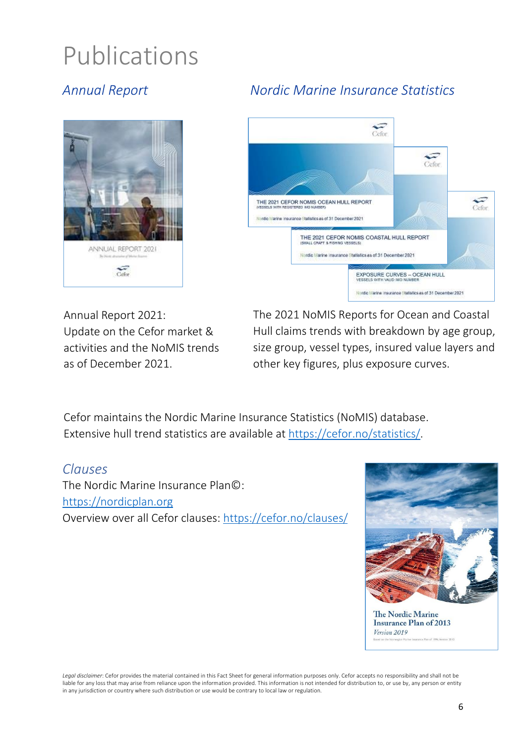# Publications

## *Annual Report*

Annual Report 2021:
Update on the Cefor market & activities and the NoMIS trends as of December 2021.

## *Nordic Marine Insurance Statistics*

The 2021 NoMIS Reports for Ocean and Coastal Hull claims trends with breakdown by age group, size group, vessel types, insured value layers and other key figures, plus exposure curves.

Cefor maintains the Nordic Marine Insurance Statistics (NoMIS) database.
Extensive hull trend statistics are available at [https://cefor.no/statistics/](https://cefor.no/statistics/).

## *Clauses*

The Nordic Marine Insurance Plan©:
[https://nordicplan.org](https://nordicplan.org)
Overview over all Cefor clauses: [https://cefor.no/clauses/](https://cefor.no/clauses/)

*Legal disclaimer*: Cefor provides the material contained in this Fact Sheet for general information purposes only. Cefor accepts no responsibility and shall not be liable for any loss that may arise from reliance upon the information provided. This information is not intended for distribution to, or use by, any person or entity in any jurisdiction or country where such distribution or use would be contrary to local law or regulation.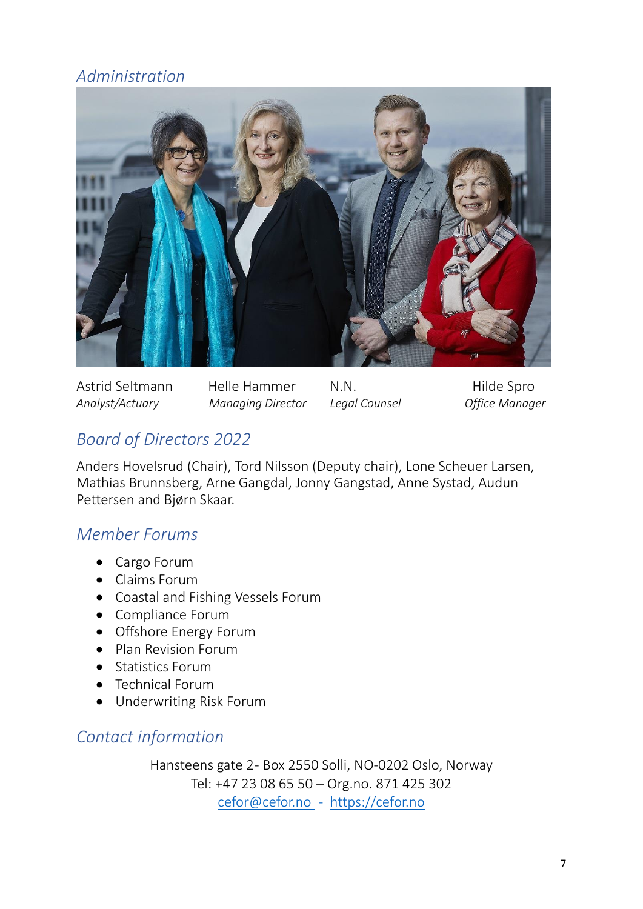## *Administration*

| | | | |
|---|---|---|---|
| Astrid Seltmann | Helle Hammer | N.N. | Hilde Spro |
| *Analyst/Actuary* | *Managing Director* | *Legal Counsel* | *Office Manager* |

## *Board of Directors 2022*

Anders Hovelsrud (Chair), Tord Nilsson (Deputy chair), Lone Scheuer Larsen, Mathias Brunnsberg, Arne Gangdal, Jonny Gangstad, Anne Systad, Audun Pettersen and Bjørn Skaar.

## *Member Forums*

- Cargo Forum
- Claims Forum
- Coastal and Fishing Vessels Forum
- Compliance Forum
- Offshore Energy Forum
- Plan Revision Forum
- Statistics Forum
- Technical Forum
- Underwriting Risk Forum

## *Contact information*

Hansteens gate 2 - Box 2550 Solli, NO-0202 Oslo, Norway
Tel: +47 23 08 65 50 – Org.no. 871 425 302
[cefor@cefor.no](mailto:cefor@cefor.no) - [https://cefor.no](https://cefor.no)